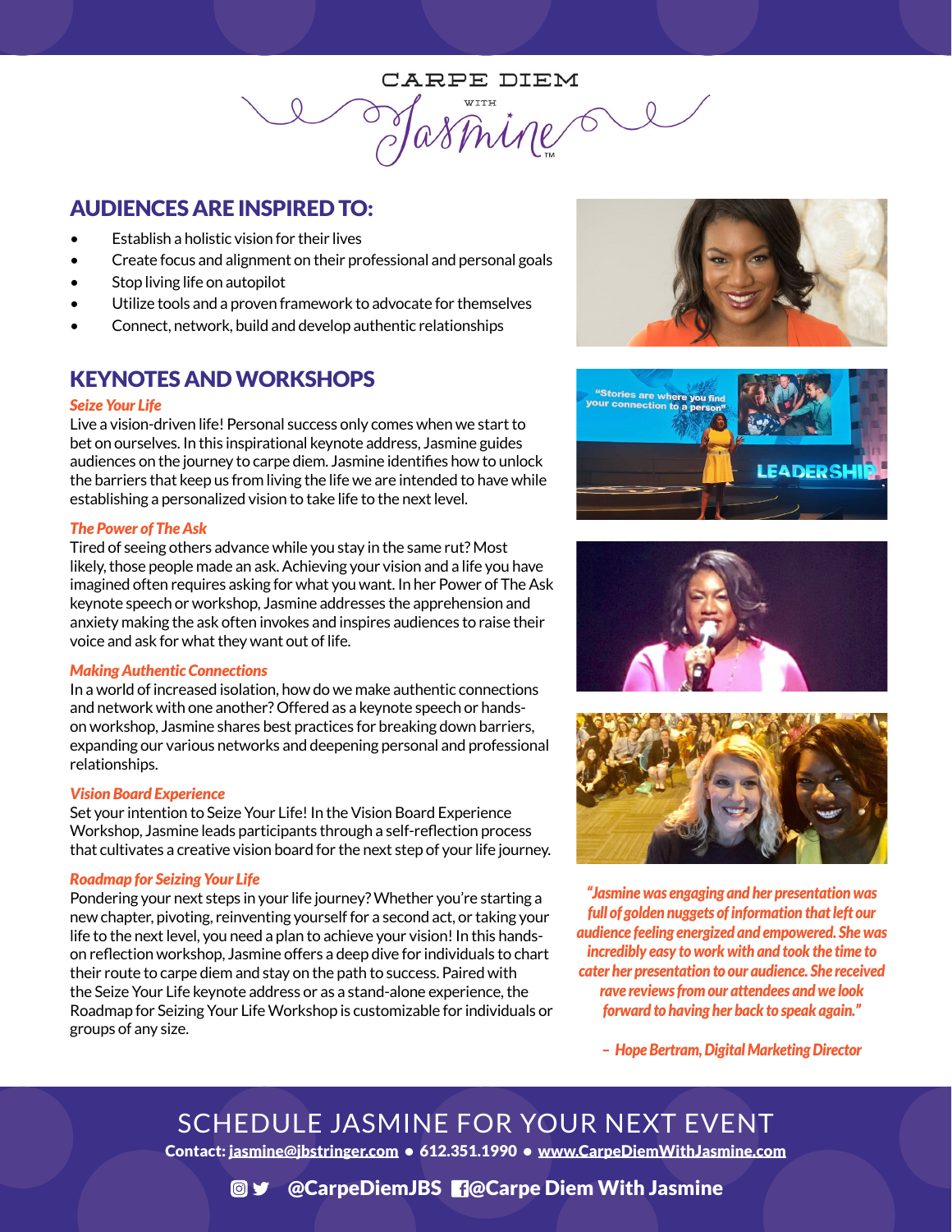CARPE DIEM WITH Jasmine™

## AUDIENCES ARE INSPIRED TO:

- Establish a holistic vision for their lives
- Create focus and alignment on their professional and personal goals
- Stop living life on autopilot
- Utilize tools and a proven framework to advocate for themselves
- Connect, network, build and develop authentic relationships

## KEYNOTES AND WORKSHOPS

***Seize Your Life***

Live a vision-driven life! Personal success only comes when we start to bet on ourselves. In this inspirational keynote address, Jasmine guides audiences on the journey to carpe diem. Jasmine identifies how to unlock the barriers that keep us from living the life we are intended to have while establishing a personalized vision to take life to the next level.

***The Power of The Ask***

Tired of seeing others advance while you stay in the same rut? Most likely, those people made an ask. Achieving your vision and a life you have imagined often requires asking for what you want. In her Power of The Ask keynote speech or workshop, Jasmine addresses the apprehension and anxiety making the ask often invokes and inspires audiences to raise their voice and ask for what they want out of life.

***Making Authentic Connections***

In a world of increased isolation, how do we make authentic connections and network with one another? Offered as a keynote speech or hands-on workshop, Jasmine shares best practices for breaking down barriers, expanding our various networks and deepening personal and professional relationships.

***Vision Board Experience***

Set your intention to Seize Your Life! In the Vision Board Experience Workshop, Jasmine leads participants through a self-reflection process that cultivates a creative vision board for the next step of your life journey.

***Roadmap for Seizing Your Life***

Pondering your next steps in your life journey? Whether you're starting a new chapter, pivoting, reinventing yourself for a second act, or taking your life to the next level, you need a plan to achieve your vision! In this hands-on reflection workshop, Jasmine offers a deep dive for individuals to chart their route to carpe diem and stay on the path to success. Paired with the Seize Your Life keynote address or as a stand-alone experience, the Roadmap for Seizing Your Life Workshop is customizable for individuals or groups of any size.

*"Jasmine was engaging and her presentation was full of golden nuggets of information that left our audience feeling energized and empowered. She was incredibly easy to work with and took the time to cater her presentation to our audience. She received rave reviews from our attendees and we look forward to having her back to speak again."*

*– Hope Bertram, Digital Marketing Director*

## SCHEDULE JASMINE FOR YOUR NEXT EVENT

**Contact: jasmine@jbstringer.com • 612.351.1990 • www.CarpeDiemWithJasmine.com**

**@CarpeDiemJBS @Carpe Diem With Jasmine**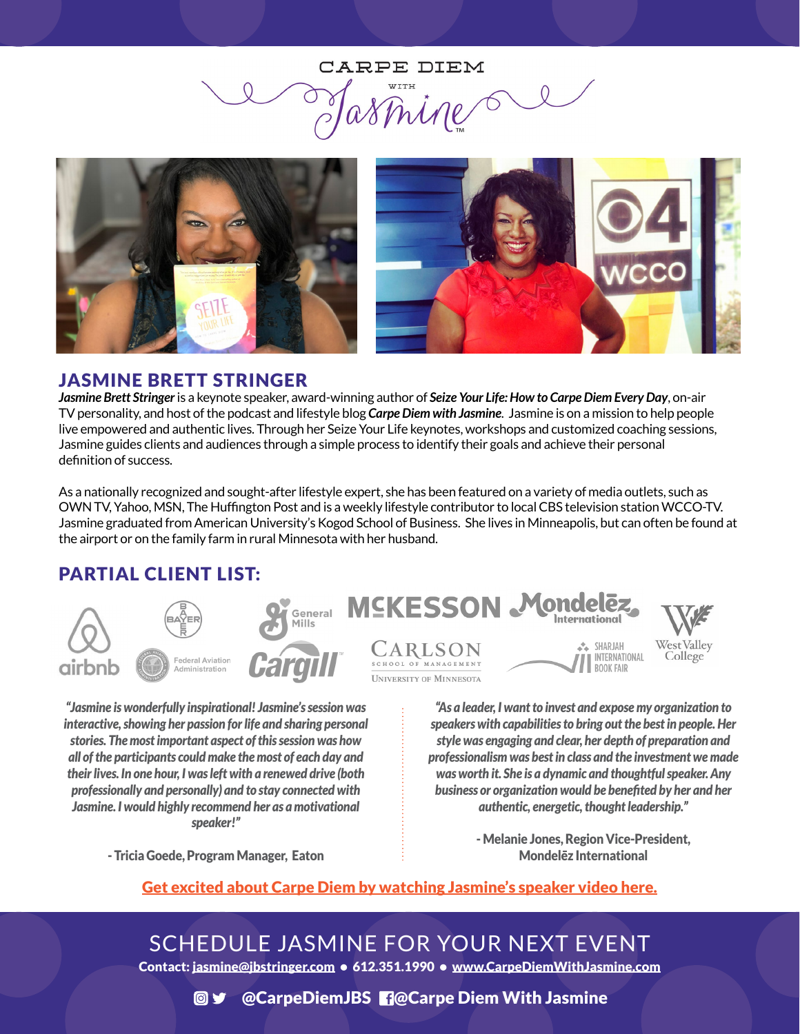CARPE DIEM WITH Jasmine™

## JASMINE BRETT STRINGER

***Jasmine Brett Stringer*** is a keynote speaker, award-winning author of ***Seize Your Life: How to Carpe Diem Every Day***, on-air TV personality, and host of the podcast and lifestyle blog ***Carpe Diem with Jasmine***. Jasmine is on a mission to help people live empowered and authentic lives. Through her Seize Your Life keynotes, workshops and customized coaching sessions, Jasmine guides clients and audiences through a simple process to identify their goals and achieve their personal definition of success.

As a nationally recognized and sought-after lifestyle expert, she has been featured on a variety of media outlets, such as OWN TV, Yahoo, MSN, The Huffington Post and is a weekly lifestyle contributor to local CBS television station WCCO-TV. Jasmine graduated from American University's Kogod School of Business. She lives in Minneapolis, but can often be found at the airport or on the family farm in rural Minnesota with her husband.

## PARTIAL CLIENT LIST:

airbnb • Bayer • Federal Aviation Administration • General Mills • Cargill • McKesson • Carlson School of Management, University of Minnesota • Mondelēz International • Sharjah International Book Fair • West Valley College

***"Jasmine is wonderfully inspirational! Jasmine's session was interactive, showing her passion for life and sharing personal stories. The most important aspect of this session was how all of the participants could make the most of each day and their lives. In one hour, I was left with a renewed drive (both professionally and personally) and to stay connected with Jasmine. I would highly recommend her as a motivational speaker!"***

**- Tricia Goede, Program Manager, Eaton**

***"As a leader, I want to invest and expose my organization to speakers with capabilities to bring out the best in people. Her style was engaging and clear, her depth of preparation and professionalism was best in class and the investment we made was worth it. She is a dynamic and thoughtful speaker. Any business or organization would be benefited by her and her authentic, energetic, thought leadership."***

**- Melanie Jones, Region Vice-President, Mondelēz International**

**Get excited about Carpe Diem by watching Jasmine's speaker video here.**

## SCHEDULE JASMINE FOR YOUR NEXT EVENT

**Contact: jasmine@jbstringer.com • 612.351.1990 • www.CarpeDiemWithJasmine.com**

**@CarpeDiemJBS @Carpe Diem With Jasmine**